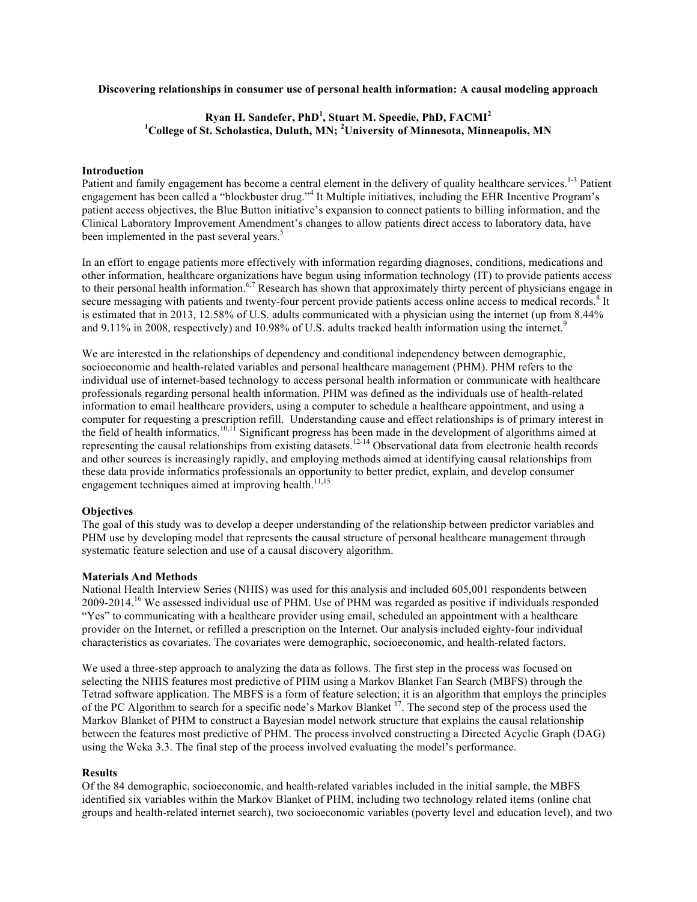**Discovering relationships in consumer use of personal health information: A causal modeling approach**

**Ryan H. Sandefer, PhD[1], Stuart M. Speedie, PhD, FACMI[2]**
**[1]College of St. Scholastica, Duluth, MN; [2]University of Minnesota, Minneapolis, MN**

### Introduction

Patient and family engagement has become a central element in the delivery of quality healthcare services.[1-3] Patient engagement has been called a "blockbuster drug."[4] It Multiple initiatives, including the EHR Incentive Program's patient access objectives, the Blue Button initiative's expansion to connect patients to billing information, and the Clinical Laboratory Improvement Amendment's changes to allow patients direct access to laboratory data, have been implemented in the past several years.[5]

In an effort to engage patients more effectively with information regarding diagnoses, conditions, medications and other information, healthcare organizations have begun using information technology (IT) to provide patients access to their personal health information.[6,7] Research has shown that approximately thirty percent of physicians engage in secure messaging with patients and twenty-four percent provide patients access online access to medical records.[8] It is estimated that in 2013, 12.58% of U.S. adults communicated with a physician using the internet (up from 8.44% and 9.11% in 2008, respectively) and 10.98% of U.S. adults tracked health information using the internet.[9]

We are interested in the relationships of dependency and conditional independency between demographic, socioeconomic and health-related variables and personal healthcare management (PHM). PHM refers to the individual use of internet-based technology to access personal health information or communicate with healthcare professionals regarding personal health information. PHM was defined as the individuals use of health-related information to email healthcare providers, using a computer to schedule a healthcare appointment, and using a computer for requesting a prescription refill. Understanding cause and effect relationships is of primary interest in the field of health informatics.[10,11] Significant progress has been made in the development of algorithms aimed at representing the causal relationships from existing datasets.[12-14] Observational data from electronic health records and other sources is increasingly rapidly, and employing methods aimed at identifying causal relationships from these data provide informatics professionals an opportunity to better predict, explain, and develop consumer engagement techniques aimed at improving health.[11,15]

### Objectives

The goal of this study was to develop a deeper understanding of the relationship between predictor variables and PHM use by developing model that represents the causal structure of personal healthcare management through systematic feature selection and use of a causal discovery algorithm.

### Materials And Methods

National Health Interview Series (NHIS) was used for this analysis and included 605,001 respondents between 2009-2014.[16] We assessed individual use of PHM. Use of PHM was regarded as positive if individuals responded "Yes" to communicating with a healthcare provider using email, scheduled an appointment with a healthcare provider on the Internet, or refilled a prescription on the Internet. Our analysis included eighty-four individual characteristics as covariates. The covariates were demographic, socioeconomic, and health-related factors.

We used a three-step approach to analyzing the data as follows. The first step in the process was focused on selecting the NHIS features most predictive of PHM using a Markov Blanket Fan Search (MBFS) through the Tetrad software application. The MBFS is a form of feature selection; it is an algorithm that employs the principles of the PC Algorithm to search for a specific node's Markov Blanket [17]. The second step of the process used the Markov Blanket of PHM to construct a Bayesian model network structure that explains the causal relationship between the features most predictive of PHM. The process involved constructing a Directed Acyclic Graph (DAG) using the Weka 3.3. The final step of the process involved evaluating the model's performance.

### Results

Of the 84 demographic, socioeconomic, and health-related variables included in the initial sample, the MBFS identified six variables within the Markov Blanket of PHM, including two technology related items (online chat groups and health-related internet search), two socioeconomic variables (poverty level and education level), and two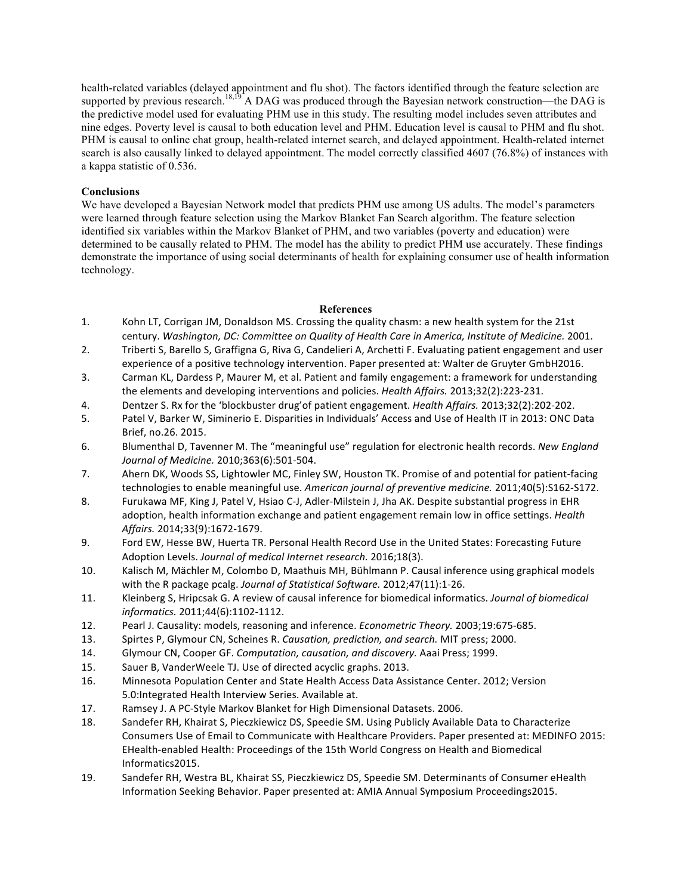health-related variables (delayed appointment and flu shot). The factors identified through the feature selection are supported by previous research.[18,19] A DAG was produced through the Bayesian network construction—the DAG is the predictive model used for evaluating PHM use in this study. The resulting model includes seven attributes and nine edges. Poverty level is causal to both education level and PHM. Education level is causal to PHM and flu shot. PHM is causal to online chat group, health-related internet search, and delayed appointment. Health-related internet search is also causally linked to delayed appointment. The model correctly classified 4607 (76.8%) of instances with a kappa statistic of 0.536.

**Conclusions**

We have developed a Bayesian Network model that predicts PHM use among US adults. The model's parameters were learned through feature selection using the Markov Blanket Fan Search algorithm. The feature selection identified six variables within the Markov Blanket of PHM, and two variables (poverty and education) were determined to be causally related to PHM. The model has the ability to predict PHM use accurately. These findings demonstrate the importance of using social determinants of health for explaining consumer use of health information technology.

## References

1. Kohn LT, Corrigan JM, Donaldson MS. Crossing the quality chasm: a new health system for the 21st century. *Washington, DC: Committee on Quality of Health Care in America, Institute of Medicine.* 2001.
2. Triberti S, Barello S, Graffigna G, Riva G, Candelieri A, Archetti F. Evaluating patient engagement and user experience of a positive technology intervention. Paper presented at: Walter de Gruyter GmbH2016.
3. Carman KL, Dardess P, Maurer M, et al. Patient and family engagement: a framework for understanding the elements and developing interventions and policies. *Health Affairs.* 2013;32(2):223-231.
4. Dentzer S. Rx for the 'blockbuster drug'of patient engagement. *Health Affairs.* 2013;32(2):202-202.
5. Patel V, Barker W, Siminerio E. Disparities in Individuals' Access and Use of Health IT in 2013: ONC Data Brief, no.26. 2015.
6. Blumenthal D, Tavenner M. The "meaningful use" regulation for electronic health records. *New England Journal of Medicine.* 2010;363(6):501-504.
7. Ahern DK, Woods SS, Lightowler MC, Finley SW, Houston TK. Promise of and potential for patient-facing technologies to enable meaningful use. *American journal of preventive medicine.* 2011;40(5):S162-S172.
8. Furukawa MF, King J, Patel V, Hsiao C-J, Adler-Milstein J, Jha AK. Despite substantial progress in EHR adoption, health information exchange and patient engagement remain low in office settings. *Health Affairs.* 2014;33(9):1672-1679.
9. Ford EW, Hesse BW, Huerta TR. Personal Health Record Use in the United States: Forecasting Future Adoption Levels. *Journal of medical Internet research.* 2016;18(3).
10. Kalisch M, Mächler M, Colombo D, Maathuis MH, Bühlmann P. Causal inference using graphical models with the R package pcalg. *Journal of Statistical Software.* 2012;47(11):1-26.
11. Kleinberg S, Hripcsak G. A review of causal inference for biomedical informatics. *Journal of biomedical informatics.* 2011;44(6):1102-1112.
12. Pearl J. Causality: models, reasoning and inference. *Econometric Theory.* 2003;19:675-685.
13. Spirtes P, Glymour CN, Scheines R. *Causation, prediction, and search.* MIT press; 2000.
14. Glymour CN, Cooper GF. *Computation, causation, and discovery.* Aaai Press; 1999.
15. Sauer B, VanderWeele TJ. Use of directed acyclic graphs. 2013.
16. Minnesota Population Center and State Health Access Data Assistance Center. 2012; Version 5.0:Integrated Health Interview Series. Available at.
17. Ramsey J. A PC-Style Markov Blanket for High Dimensional Datasets. 2006.
18. Sandefer RH, Khairat S, Pieczkiewicz DS, Speedie SM. Using Publicly Available Data to Characterize Consumers Use of Email to Communicate with Healthcare Providers. Paper presented at: MEDINFO 2015: EHealth-enabled Health: Proceedings of the 15th World Congress on Health and Biomedical Informatics2015.
19. Sandefer RH, Westra BL, Khairat SS, Pieczkiewicz DS, Speedie SM. Determinants of Consumer eHealth Information Seeking Behavior. Paper presented at: AMIA Annual Symposium Proceedings2015.